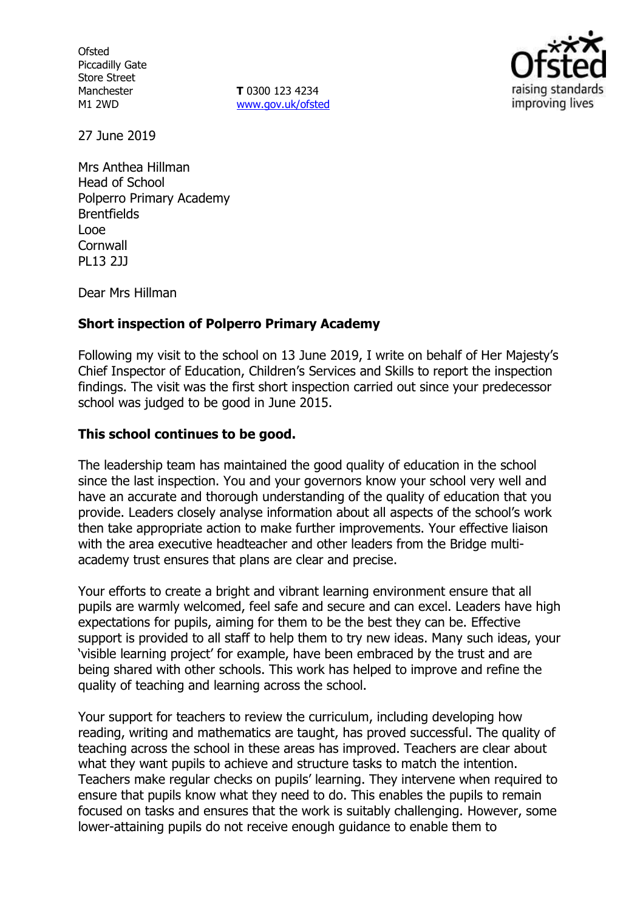Ofsted
Piccadilly Gate
Store Street
Manchester
M1 2WD

**T** 0300 123 4234
www.gov.uk/ofsted

27 June 2019

Mrs Anthea Hillman
Head of School
Polperro Primary Academy
Brentfields
Looe
Cornwall
PL13 2JJ

Dear Mrs Hillman

**Short inspection of Polperro Primary Academy**

Following my visit to the school on 13 June 2019, I write on behalf of Her Majesty's Chief Inspector of Education, Children's Services and Skills to report the inspection findings. The visit was the first short inspection carried out since your predecessor school was judged to be good in June 2015.

**This school continues to be good.**

The leadership team has maintained the good quality of education in the school since the last inspection. You and your governors know your school very well and have an accurate and thorough understanding of the quality of education that you provide. Leaders closely analyse information about all aspects of the school's work then take appropriate action to make further improvements. Your effective liaison with the area executive headteacher and other leaders from the Bridge multi-academy trust ensures that plans are clear and precise.

Your efforts to create a bright and vibrant learning environment ensure that all pupils are warmly welcomed, feel safe and secure and can excel. Leaders have high expectations for pupils, aiming for them to be the best they can be. Effective support is provided to all staff to help them to try new ideas. Many such ideas, your 'visible learning project' for example, have been embraced by the trust and are being shared with other schools. This work has helped to improve and refine the quality of teaching and learning across the school.

Your support for teachers to review the curriculum, including developing how reading, writing and mathematics are taught, has proved successful. The quality of teaching across the school in these areas has improved. Teachers are clear about what they want pupils to achieve and structure tasks to match the intention. Teachers make regular checks on pupils' learning. They intervene when required to ensure that pupils know what they need to do. This enables the pupils to remain focused on tasks and ensures that the work is suitably challenging. However, some lower-attaining pupils do not receive enough guidance to enable them to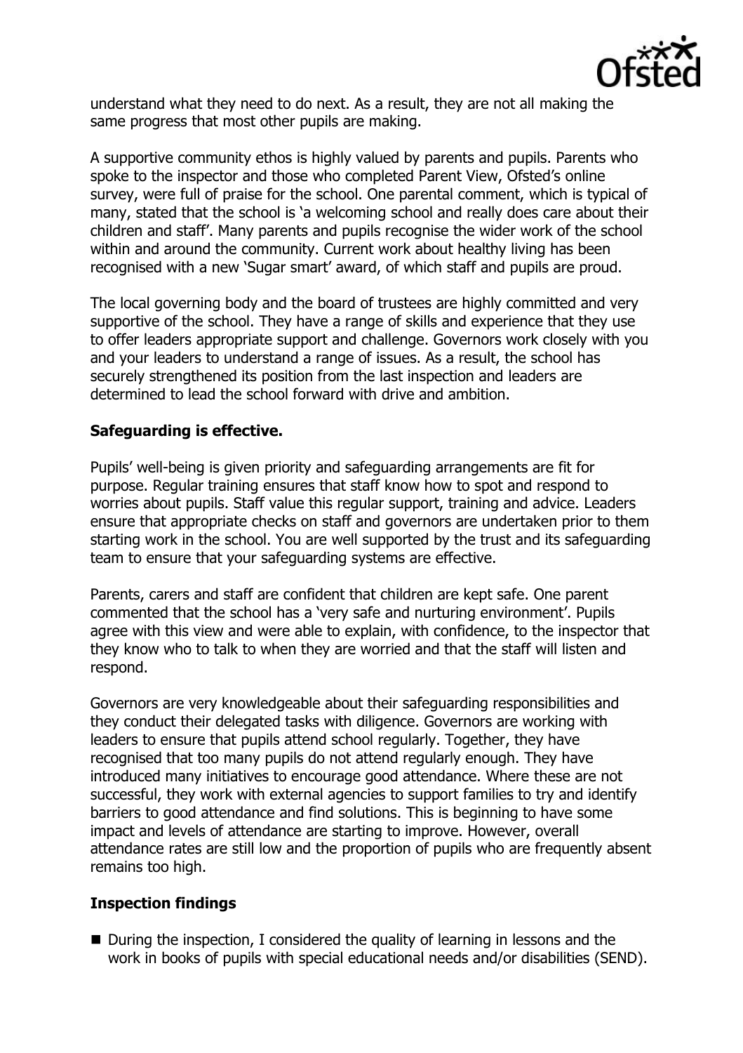understand what they need to do next. As a result, they are not all making the same progress that most other pupils are making.

A supportive community ethos is highly valued by parents and pupils. Parents who spoke to the inspector and those who completed Parent View, Ofsted's online survey, were full of praise for the school. One parental comment, which is typical of many, stated that the school is 'a welcoming school and really does care about their children and staff'. Many parents and pupils recognise the wider work of the school within and around the community. Current work about healthy living has been recognised with a new 'Sugar smart' award, of which staff and pupils are proud.

The local governing body and the board of trustees are highly committed and very supportive of the school. They have a range of skills and experience that they use to offer leaders appropriate support and challenge. Governors work closely with you and your leaders to understand a range of issues. As a result, the school has securely strengthened its position from the last inspection and leaders are determined to lead the school forward with drive and ambition.

**Safeguarding is effective.**

Pupils' well-being is given priority and safeguarding arrangements are fit for purpose. Regular training ensures that staff know how to spot and respond to worries about pupils. Staff value this regular support, training and advice. Leaders ensure that appropriate checks on staff and governors are undertaken prior to them starting work in the school. You are well supported by the trust and its safeguarding team to ensure that your safeguarding systems are effective.

Parents, carers and staff are confident that children are kept safe. One parent commented that the school has a 'very safe and nurturing environment'. Pupils agree with this view and were able to explain, with confidence, to the inspector that they know who to talk to when they are worried and that the staff will listen and respond.

Governors are very knowledgeable about their safeguarding responsibilities and they conduct their delegated tasks with diligence. Governors are working with leaders to ensure that pupils attend school regularly. Together, they have recognised that too many pupils do not attend regularly enough. They have introduced many initiatives to encourage good attendance. Where these are not successful, they work with external agencies to support families to try and identify barriers to good attendance and find solutions. This is beginning to have some impact and levels of attendance are starting to improve. However, overall attendance rates are still low and the proportion of pupils who are frequently absent remains too high.

**Inspection findings**

- During the inspection, I considered the quality of learning in lessons and the work in books of pupils with special educational needs and/or disabilities (SEND).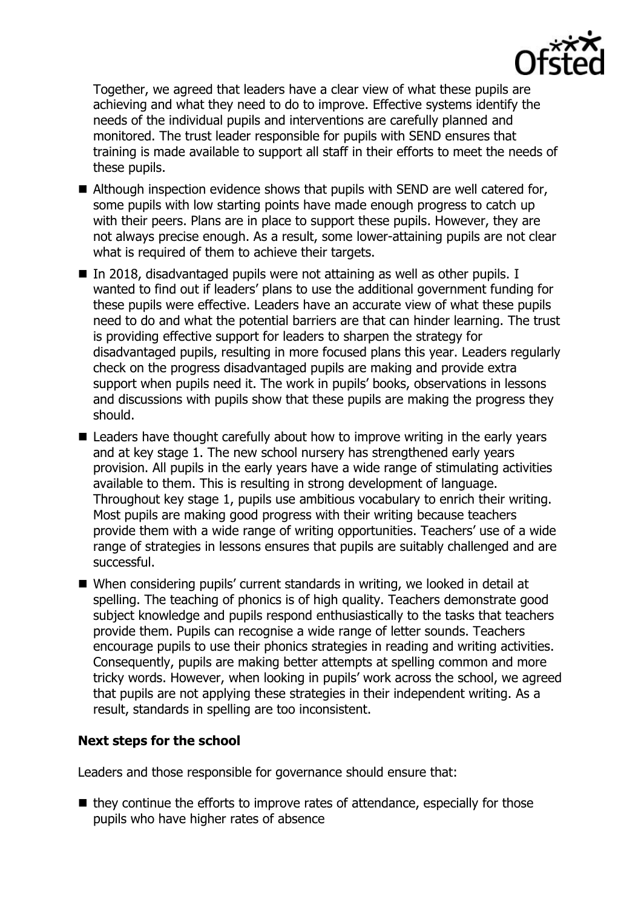Together, we agreed that leaders have a clear view of what these pupils are achieving and what they need to do to improve. Effective systems identify the needs of the individual pupils and interventions are carefully planned and monitored. The trust leader responsible for pupils with SEND ensures that training is made available to support all staff in their efforts to meet the needs of these pupils.

- Although inspection evidence shows that pupils with SEND are well catered for, some pupils with low starting points have made enough progress to catch up with their peers. Plans are in place to support these pupils. However, they are not always precise enough. As a result, some lower-attaining pupils are not clear what is required of them to achieve their targets.
- In 2018, disadvantaged pupils were not attaining as well as other pupils. I wanted to find out if leaders' plans to use the additional government funding for these pupils were effective. Leaders have an accurate view of what these pupils need to do and what the potential barriers are that can hinder learning. The trust is providing effective support for leaders to sharpen the strategy for disadvantaged pupils, resulting in more focused plans this year. Leaders regularly check on the progress disadvantaged pupils are making and provide extra support when pupils need it. The work in pupils' books, observations in lessons and discussions with pupils show that these pupils are making the progress they should.
- Leaders have thought carefully about how to improve writing in the early years and at key stage 1. The new school nursery has strengthened early years provision. All pupils in the early years have a wide range of stimulating activities available to them. This is resulting in strong development of language. Throughout key stage 1, pupils use ambitious vocabulary to enrich their writing. Most pupils are making good progress with their writing because teachers provide them with a wide range of writing opportunities. Teachers' use of a wide range of strategies in lessons ensures that pupils are suitably challenged and are successful.
- When considering pupils' current standards in writing, we looked in detail at spelling. The teaching of phonics is of high quality. Teachers demonstrate good subject knowledge and pupils respond enthusiastically to the tasks that teachers provide them. Pupils can recognise a wide range of letter sounds. Teachers encourage pupils to use their phonics strategies in reading and writing activities. Consequently, pupils are making better attempts at spelling common and more tricky words. However, when looking in pupils' work across the school, we agreed that pupils are not applying these strategies in their independent writing. As a result, standards in spelling are too inconsistent.

### Next steps for the school

Leaders and those responsible for governance should ensure that:

- they continue the efforts to improve rates of attendance, especially for those pupils who have higher rates of absence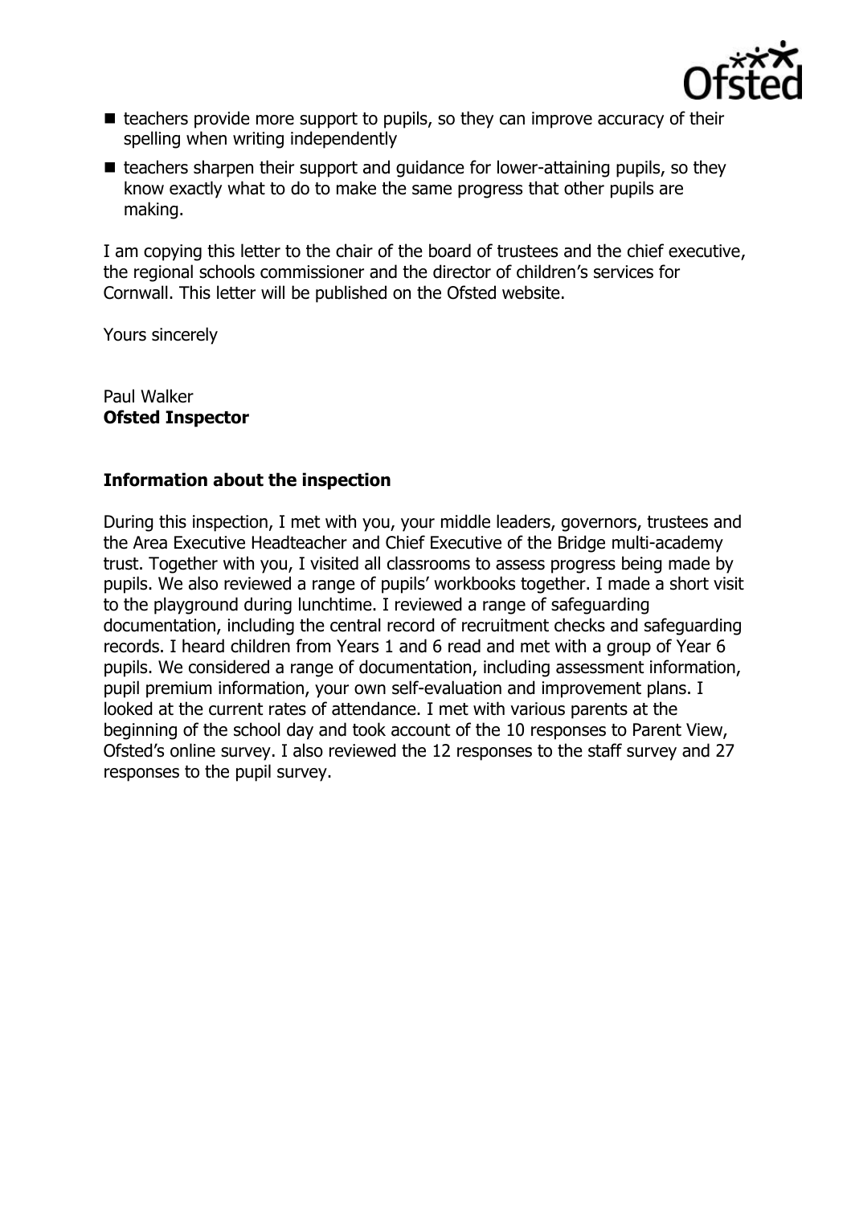- teachers provide more support to pupils, so they can improve accuracy of their spelling when writing independently
- teachers sharpen their support and guidance for lower-attaining pupils, so they know exactly what to do to make the same progress that other pupils are making.

I am copying this letter to the chair of the board of trustees and the chief executive, the regional schools commissioner and the director of children's services for Cornwall. This letter will be published on the Ofsted website.

Yours sincerely

Paul Walker
**Ofsted Inspector**

### Information about the inspection

During this inspection, I met with you, your middle leaders, governors, trustees and the Area Executive Headteacher and Chief Executive of the Bridge multi-academy trust. Together with you, I visited all classrooms to assess progress being made by pupils. We also reviewed a range of pupils' workbooks together. I made a short visit to the playground during lunchtime. I reviewed a range of safeguarding documentation, including the central record of recruitment checks and safeguarding records. I heard children from Years 1 and 6 read and met with a group of Year 6 pupils. We considered a range of documentation, including assessment information, pupil premium information, your own self-evaluation and improvement plans. I looked at the current rates of attendance. I met with various parents at the beginning of the school day and took account of the 10 responses to Parent View, Ofsted's online survey. I also reviewed the 12 responses to the staff survey and 27 responses to the pupil survey.